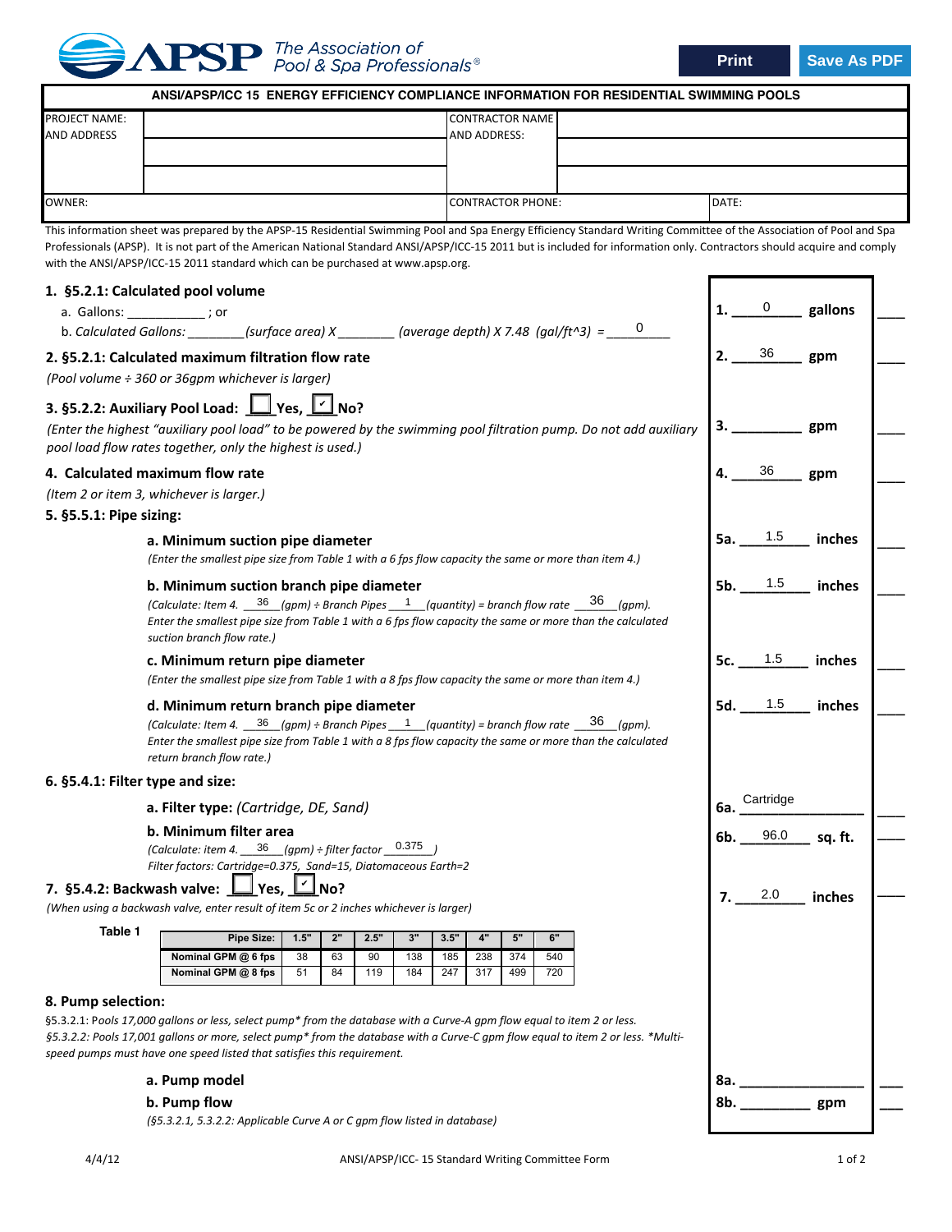**APSP** The Association of Pool & Spa Professionals®

Print | Save As PDF

## ANSI/APSP/ICC 15 ENERGY EFFICIENCY COMPLIANCE INFORMATION FOR RESIDENTIAL SWIMMING POOLS

| PROJECT NAME: AND ADDRESS | | CONTRACTOR NAME AND ADDRESS: | |
|---|---|---|---|
| OWNER: | | CONTRACTOR PHONE: | DATE: |

This information sheet was prepared by the APSP-15 Residential Swimming Pool and Spa Energy Efficiency Standard Writing Committee of the Association of Pool and Spa Professionals (APSP). It is not part of the American National Standard ANSI/APSP/ICC-15 2011 but is included for information only. Contractors should acquire and comply with the ANSI/APSP/ICC-15 2011 standard which can be purchased at www.apsp.org.

**1. §5.2.1: Calculated pool volume**

a. Gallons: ___________ ; or

b. *Calculated Gallons: ________(surface area) X ________ (average depth) X 7.48 (gal/ft^3) =* ___0___

**1.** ___0___ **gallons** ____

**2. §5.2.1: Calculated maximum filtration flow rate**

*(Pool volume ÷ 360 or 36gpm whichever is larger)*

**2.** ___36___ **gpm** ____

**3. §5.2.2: Auxiliary Pool Load:** ☐ **Yes,** ☑ **No?**

*(Enter the highest "auxiliary pool load" to be powered by the swimming pool filtration pump. Do not add auxiliary pool load flow rates together, only the highest is used.)*

**3.** _________ **gpm** ____

**4. Calculated maximum flow rate**

*(Item 2 or item 3, whichever is larger.)*

**4.** ___36___ **gpm** ____

**5. §5.5.1: Pipe sizing:**

**a. Minimum suction pipe diameter**

*(Enter the smallest pipe size from Table 1 with a 6 fps flow capacity the same or more than item 4.)*

**5a.** ___1.5___ **inches** ____

**b. Minimum suction branch pipe diameter**

*(Calculate: Item 4.* ___36___ *(gpm) ÷ Branch Pipes* ___1___ *(quantity) = branch flow rate* ___36___ *(gpm). Enter the smallest pipe size from Table 1 with a 6 fps flow capacity the same or more than the calculated suction branch flow rate.)*

**5b.** ___1.5___ **inches** ____

**c. Minimum return pipe diameter**

*(Enter the smallest pipe size from Table 1 with a 8 fps flow capacity the same or more than item 4.)*

**5c.** ___1.5___ **inches** ____

**d. Minimum return branch pipe diameter**

*(Calculate: Item 4.* ___36___ *(gpm) ÷ Branch Pipes* ___1___ *(quantity) = branch flow rate* ___36___ *(gpm). Enter the smallest pipe size from Table 1 with a 8 fps flow capacity the same or more than the calculated return branch flow rate.)*

**5d.** ___1.5___ **inches** ____

**6. §5.4.1: Filter type and size:**

**a. Filter type:** *(Cartridge, DE, Sand)*

**6a.** ___Cartridge___ ____

**b. Minimum filter area**

*(Calculate: item 4.* ___36___ *(gpm) ÷ filter factor* ___0.375___ *)*

*Filter factors: Cartridge=0.375, Sand=15, Diatomaceous Earth=2*

**6b.** ___96.0___ **sq. ft.** ____

**7. §5.4.2: Backwash valve:** ☐ **Yes,** ☑ **No?**

*(When using a backwash valve, enter result of item 5c or 2 inches whichever is larger)*

**7.** ___2.0___ **inches** ____

**Table 1**

| Pipe Size: | 1.5" | 2" | 2.5" | 3" | 3.5" | 4" | 5" | 6" |
|---|---|---|---|---|---|---|---|---|
| Nominal GPM @ 6 fps | 38 | 63 | 90 | 138 | 185 | 238 | 374 | 540 |
| Nominal GPM @ 8 fps | 51 | 84 | 119 | 184 | 247 | 317 | 499 | 720 |

**8. Pump selection:**

§5.3.2.1: P*ools 17,000 gallons or less, select pump\* from the database with a Curve-A gpm flow equal to item 2 or less.*

*§5.3.2.2: Pools 17,001 gallons or more, select pump\* from the database with a Curve-C gpm flow equal to item 2 or less. \*Multi-speed pumps must have one speed listed that satisfies this requirement.*

**a. Pump model**

**8a.** _______________ ____

**b. Pump flow**

*(§5.3.2.1, 5.3.2.2: Applicable Curve A or C gpm flow listed in database)*

**8b.** _________ **gpm** ____

4/4/12 ANSI/APSP/ICC- 15 Standard Writing Committee Form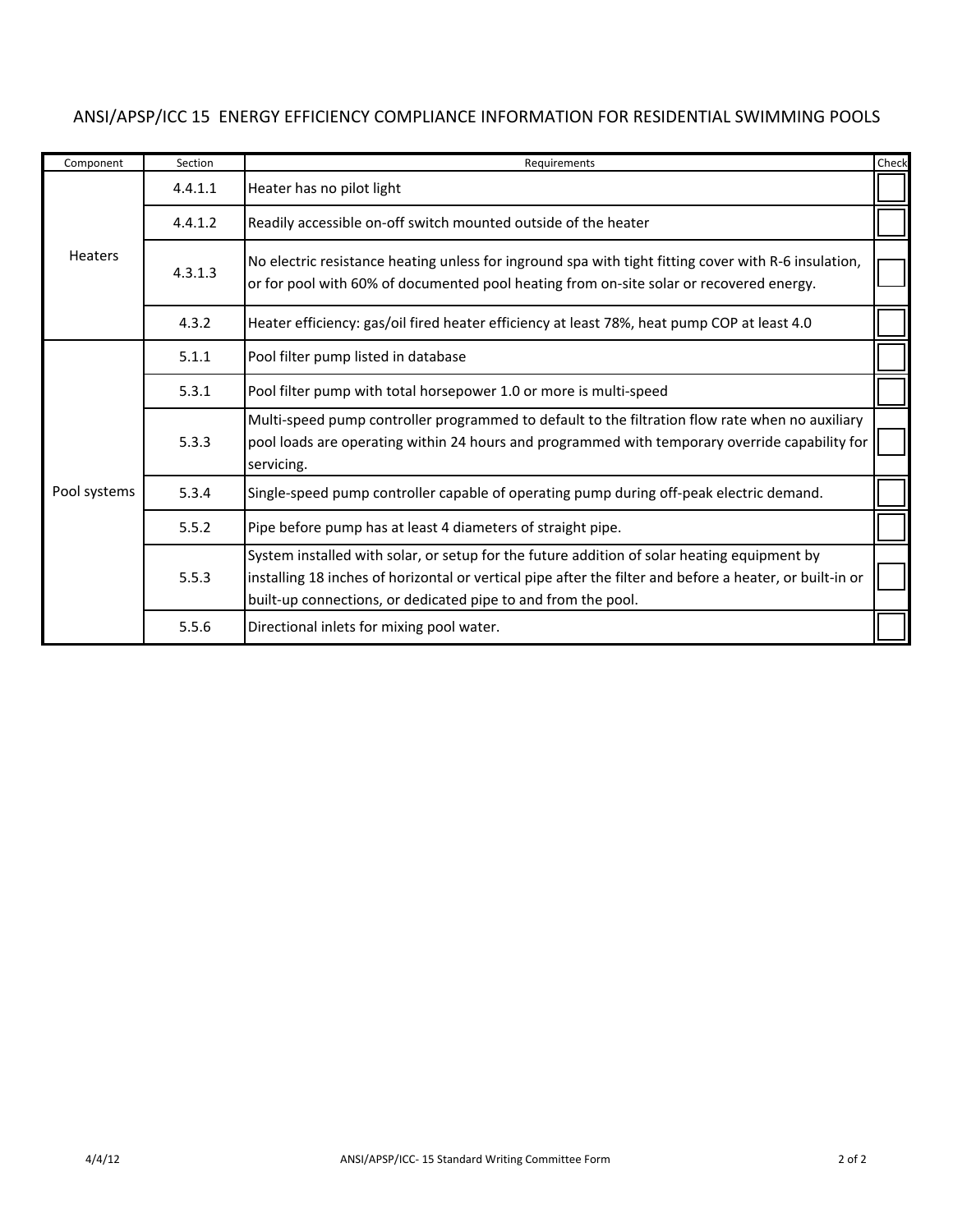# ANSI/APSP/ICC 15 ENERGY EFFICIENCY COMPLIANCE INFORMATION FOR RESIDENTIAL SWIMMING POOLS

| Component | Section | Requirements | Check |
|---|---|---|---|
| Heaters | 4.4.1.1 | Heater has no pilot light | |
| | 4.4.1.2 | Readily accessible on-off switch mounted outside of the heater | |
| | 4.3.1.3 | No electric resistance heating unless for inground spa with tight fitting cover with R-6 insulation, or for pool with 60% of documented pool heating from on-site solar or recovered energy. | |
| | 4.3.2 | Heater efficiency: gas/oil fired heater efficiency at least 78%, heat pump COP at least 4.0 | |
| Pool systems | 5.1.1 | Pool filter pump listed in database | |
| | 5.3.1 | Pool filter pump with total horsepower 1.0 or more is multi-speed | |
| | 5.3.3 | Multi-speed pump controller programmed to default to the filtration flow rate when no auxiliary pool loads are operating within 24 hours and programmed with temporary override capability for servicing. | |
| | 5.3.4 | Single-speed pump controller capable of operating pump during off-peak electric demand. | |
| | 5.5.2 | Pipe before pump has at least 4 diameters of straight pipe. | |
| | 5.5.3 | System installed with solar, or setup for the future addition of solar heating equipment by installing 18 inches of horizontal or vertical pipe after the filter and before a heater, or built-in or built-up connections, or dedicated pipe to and from the pool. | |
| | 5.5.6 | Directional inlets for mixing pool water. | |

4/4/12 ANSI/APSP/ICC- 15 Standard Writing Committee Form